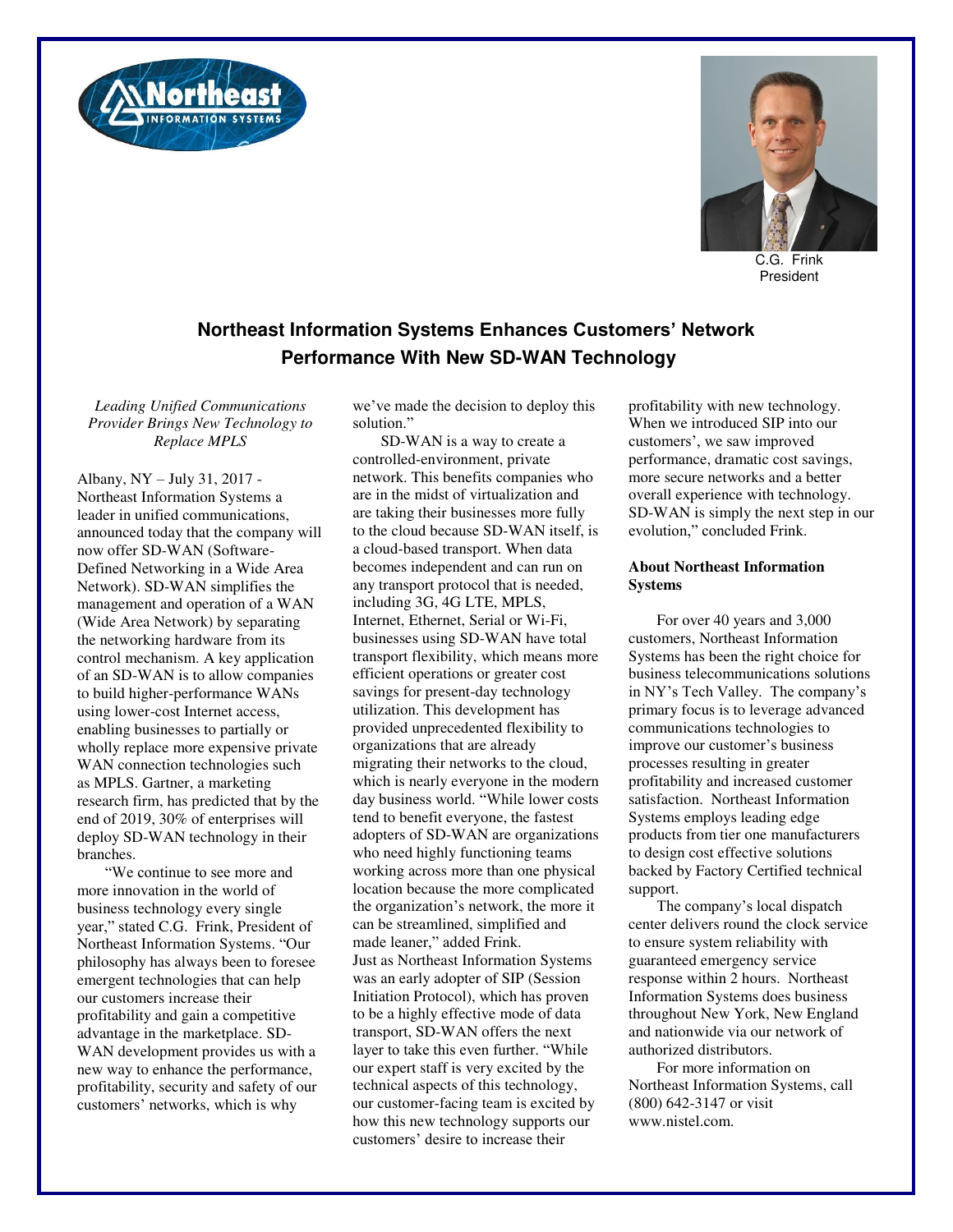C.G. Frink
President

## Northeast Information Systems Enhances Customers' Network Performance With New SD-WAN Technology

*Leading Unified Communications Provider Brings New Technology to Replace MPLS*

Albany, NY – July 31, 2017 - Northeast Information Systems a leader in unified communications, announced today that the company will now offer SD-WAN (Software-Defined Networking in a Wide Area Network). SD-WAN simplifies the management and operation of a WAN (Wide Area Network) by separating the networking hardware from its control mechanism. A key application of an SD-WAN is to allow companies to build higher-performance WANs using lower-cost Internet access, enabling businesses to partially or wholly replace more expensive private WAN connection technologies such as MPLS. Gartner, a marketing research firm, has predicted that by the end of 2019, 30% of enterprises will deploy SD-WAN technology in their branches.

"We continue to see more and more innovation in the world of business technology every single year," stated C.G. Frink, President of Northeast Information Systems. "Our philosophy has always been to foresee emergent technologies that can help our customers increase their profitability and gain a competitive advantage in the marketplace. SD-WAN development provides us with a new way to enhance the performance, profitability, security and safety of our customers' networks, which is why we've made the decision to deploy this solution."

SD-WAN is a way to create a controlled-environment, private network. This benefits companies who are in the midst of virtualization and are taking their businesses more fully to the cloud because SD-WAN itself, is a cloud-based transport. When data becomes independent and can run on any transport protocol that is needed, including 3G, 4G LTE, MPLS, Internet, Ethernet, Serial or Wi-Fi, businesses using SD-WAN have total transport flexibility, which means more efficient operations or greater cost savings for present-day technology utilization. This development has provided unprecedented flexibility to organizations that are already migrating their networks to the cloud, which is nearly everyone in the modern day business world. "While lower costs tend to benefit everyone, the fastest adopters of SD-WAN are organizations who need highly functioning teams working across more than one physical location because the more complicated the organization's network, the more it can be streamlined, simplified and made leaner," added Frink.

Just as Northeast Information Systems was an early adopter of SIP (Session Initiation Protocol), which has proven to be a highly effective mode of data transport, SD-WAN offers the next layer to take this even further. "While our expert staff is very excited by the technical aspects of this technology, our customer-facing team is excited by how this new technology supports our customers' desire to increase their profitability with new technology. When we introduced SIP into our customers', we saw improved performance, dramatic cost savings, more secure networks and a better overall experience with technology. SD-WAN is simply the next step in our evolution," concluded Frink.

**About Northeast Information Systems**

For over 40 years and 3,000 customers, Northeast Information Systems has been the right choice for business telecommunications solutions in NY's Tech Valley. The company's primary focus is to leverage advanced communications technologies to improve our customer's business processes resulting in greater profitability and increased customer satisfaction. Northeast Information Systems employs leading edge products from tier one manufacturers to design cost effective solutions backed by Factory Certified technical support.

The company's local dispatch center delivers round the clock service to ensure system reliability with guaranteed emergency service response within 2 hours. Northeast Information Systems does business throughout New York, New England and nationwide via our network of authorized distributors.

For more information on Northeast Information Systems, call (800) 642-3147 or visit www.nistel.com.